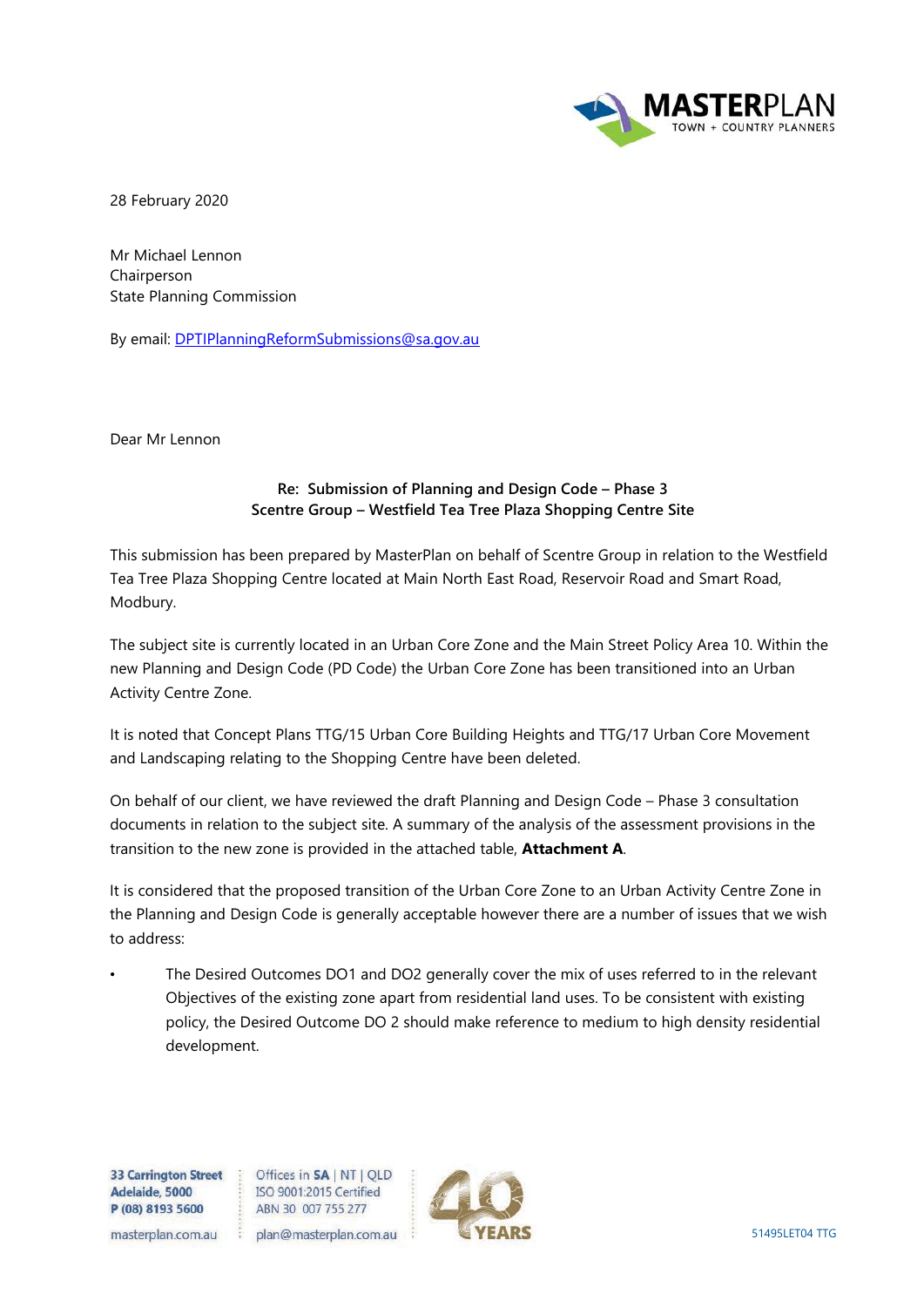28 February 2020

Mr Michael Lennon
Chairperson
State Planning Commission

By email: DPTIPlanningReformSubmissions@sa.gov.au

Dear Mr Lennon

**Re: Submission of Planning and Design Code – Phase 3**
**Scentre Group – Westfield Tea Tree Plaza Shopping Centre Site**

This submission has been prepared by MasterPlan on behalf of Scentre Group in relation to the Westfield Tea Tree Plaza Shopping Centre located at Main North East Road, Reservoir Road and Smart Road, Modbury.

The subject site is currently located in an Urban Core Zone and the Main Street Policy Area 10. Within the new Planning and Design Code (PD Code) the Urban Core Zone has been transitioned into an Urban Activity Centre Zone.

It is noted that Concept Plans TTG/15 Urban Core Building Heights and TTG/17 Urban Core Movement and Landscaping relating to the Shopping Centre have been deleted.

On behalf of our client, we have reviewed the draft Planning and Design Code – Phase 3 consultation documents in relation to the subject site. A summary of the analysis of the assessment provisions in the transition to the new zone is provided in the attached table, **Attachment A**.

It is considered that the proposed transition of the Urban Core Zone to an Urban Activity Centre Zone in the Planning and Design Code is generally acceptable however there are a number of issues that we wish to address:

- The Desired Outcomes DO1 and DO2 generally cover the mix of uses referred to in the relevant Objectives of the existing zone apart from residential land uses. To be consistent with existing policy, the Desired Outcome DO 2 should make reference to medium to high density residential development.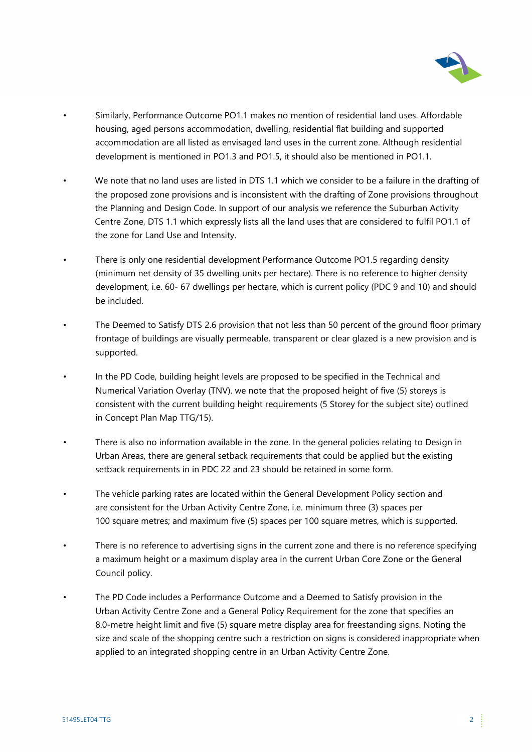- Similarly, Performance Outcome PO1.1 makes no mention of residential land uses. Affordable housing, aged persons accommodation, dwelling, residential flat building and supported accommodation are all listed as envisaged land uses in the current zone. Although residential development is mentioned in PO1.3 and PO1.5, it should also be mentioned in PO1.1.

- We note that no land uses are listed in DTS 1.1 which we consider to be a failure in the drafting of the proposed zone provisions and is inconsistent with the drafting of Zone provisions throughout the Planning and Design Code. In support of our analysis we reference the Suburban Activity Centre Zone, DTS 1.1 which expressly lists all the land uses that are considered to fulfil PO1.1 of the zone for Land Use and Intensity.

- There is only one residential development Performance Outcome PO1.5 regarding density (minimum net density of 35 dwelling units per hectare). There is no reference to higher density development, i.e. 60- 67 dwellings per hectare, which is current policy (PDC 9 and 10) and should be included.

- The Deemed to Satisfy DTS 2.6 provision that not less than 50 percent of the ground floor primary frontage of buildings are visually permeable, transparent or clear glazed is a new provision and is supported.

- In the PD Code, building height levels are proposed to be specified in the Technical and Numerical Variation Overlay (TNV). we note that the proposed height of five (5) storeys is consistent with the current building height requirements (5 Storey for the subject site) outlined in Concept Plan Map TTG/15).

- There is also no information available in the zone. In the general policies relating to Design in Urban Areas, there are general setback requirements that could be applied but the existing setback requirements in in PDC 22 and 23 should be retained in some form.

- The vehicle parking rates are located within the General Development Policy section and are consistent for the Urban Activity Centre Zone, i.e. minimum three (3) spaces per 100 square metres; and maximum five (5) spaces per 100 square metres, which is supported.

- There is no reference to advertising signs in the current zone and there is no reference specifying a maximum height or a maximum display area in the current Urban Core Zone or the General Council policy.

- The PD Code includes a Performance Outcome and a Deemed to Satisfy provision in the Urban Activity Centre Zone and a General Policy Requirement for the zone that specifies an 8.0-metre height limit and five (5) square metre display area for freestanding signs. Noting the size and scale of the shopping centre such a restriction on signs is considered inappropriate when applied to an integrated shopping centre in an Urban Activity Centre Zone.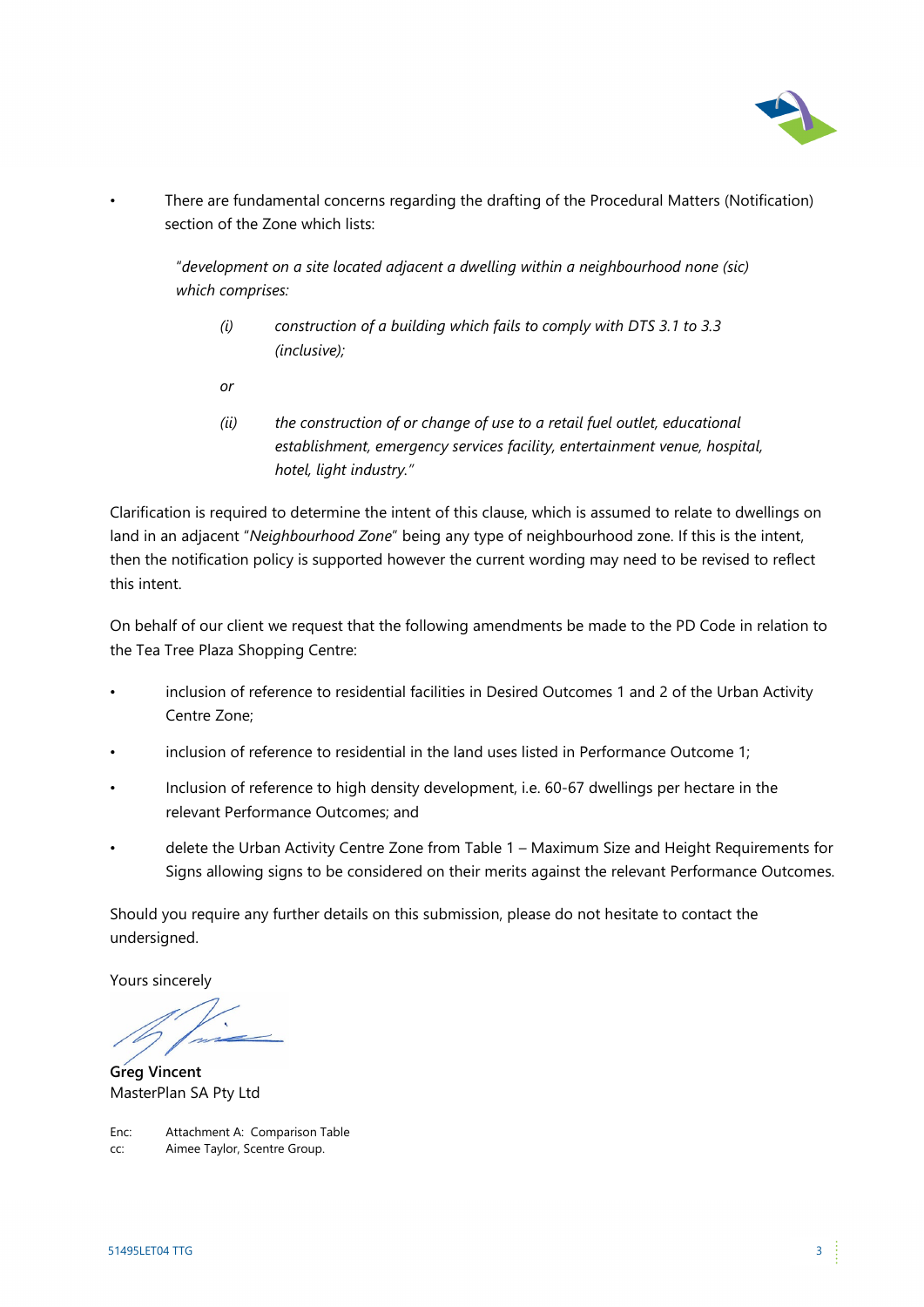- There are fundamental concerns regarding the drafting of the Procedural Matters (Notification) section of the Zone which lists:

  "*development on a site located adjacent a dwelling within a neighbourhood none (sic) which comprises:*

  *(i) construction of a building which fails to comply with DTS 3.1 to 3.3 (inclusive);*

  *or*

  *(ii) the construction of or change of use to a retail fuel outlet, educational establishment, emergency services facility, entertainment venue, hospital, hotel, light industry.*"

Clarification is required to determine the intent of this clause, which is assumed to relate to dwellings on land in an adjacent "*Neighbourhood Zone*" being any type of neighbourhood zone. If this is the intent, then the notification policy is supported however the current wording may need to be revised to reflect this intent.

On behalf of our client we request that the following amendments be made to the PD Code in relation to the Tea Tree Plaza Shopping Centre:

- inclusion of reference to residential facilities in Desired Outcomes 1 and 2 of the Urban Activity Centre Zone;
- inclusion of reference to residential in the land uses listed in Performance Outcome 1;
- Inclusion of reference to high density development, i.e. 60-67 dwellings per hectare in the relevant Performance Outcomes; and
- delete the Urban Activity Centre Zone from Table 1 – Maximum Size and Height Requirements for Signs allowing signs to be considered on their merits against the relevant Performance Outcomes.

Should you require any further details on this submission, please do not hesitate to contact the undersigned.

Yours sincerely

**Greg Vincent**
MasterPlan SA Pty Ltd

Enc: Attachment A: Comparison Table
cc: Aimee Taylor, Scentre Group.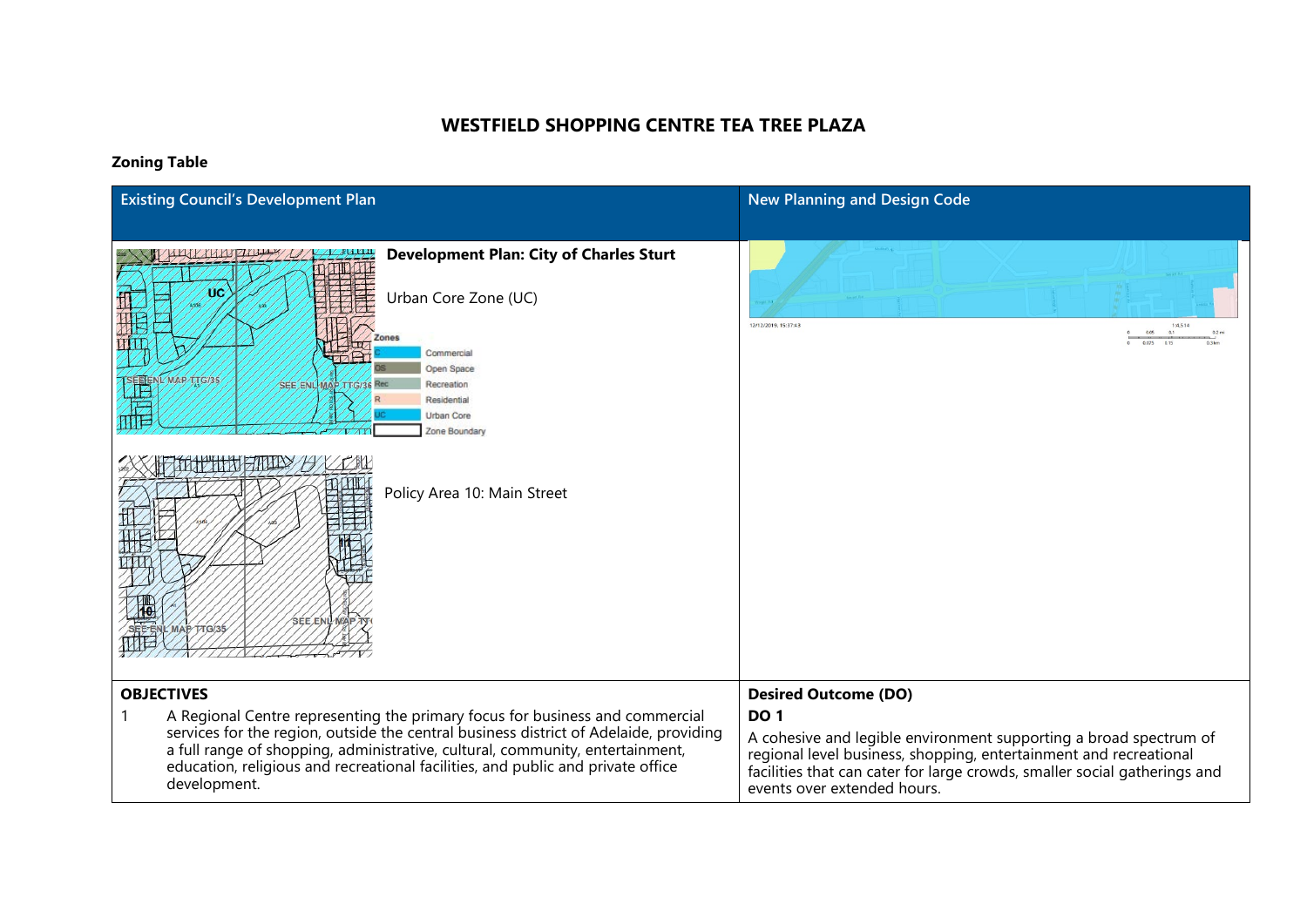# WESTFIELD SHOPPING CENTRE TEA TREE PLAZA

**Zoning Table**

| Existing Council's Development Plan | New Planning and Design Code |
| --- | --- |
| **Development Plan: City of Charles Sturt**<br><br>Urban Core Zone (UC)<br><br>Zones: Commercial, Open Space, Recreation, Residential, Urban Core, Zone Boundary<br><br>Policy Area 10: Main Street | |
| **OBJECTIVES**<br>1 A Regional Centre representing the primary focus for business and commercial services for the region, outside the central business district of Adelaide, providing a full range of shopping, administrative, cultural, community, entertainment, education, religious and recreational facilities, and public and private office development. | **Desired Outcome (DO)**<br>**DO 1**<br>A cohesive and legible environment supporting a broad spectrum of regional level business, shopping, entertainment and recreational facilities that can cater for large crowds, smaller social gatherings and events over extended hours. |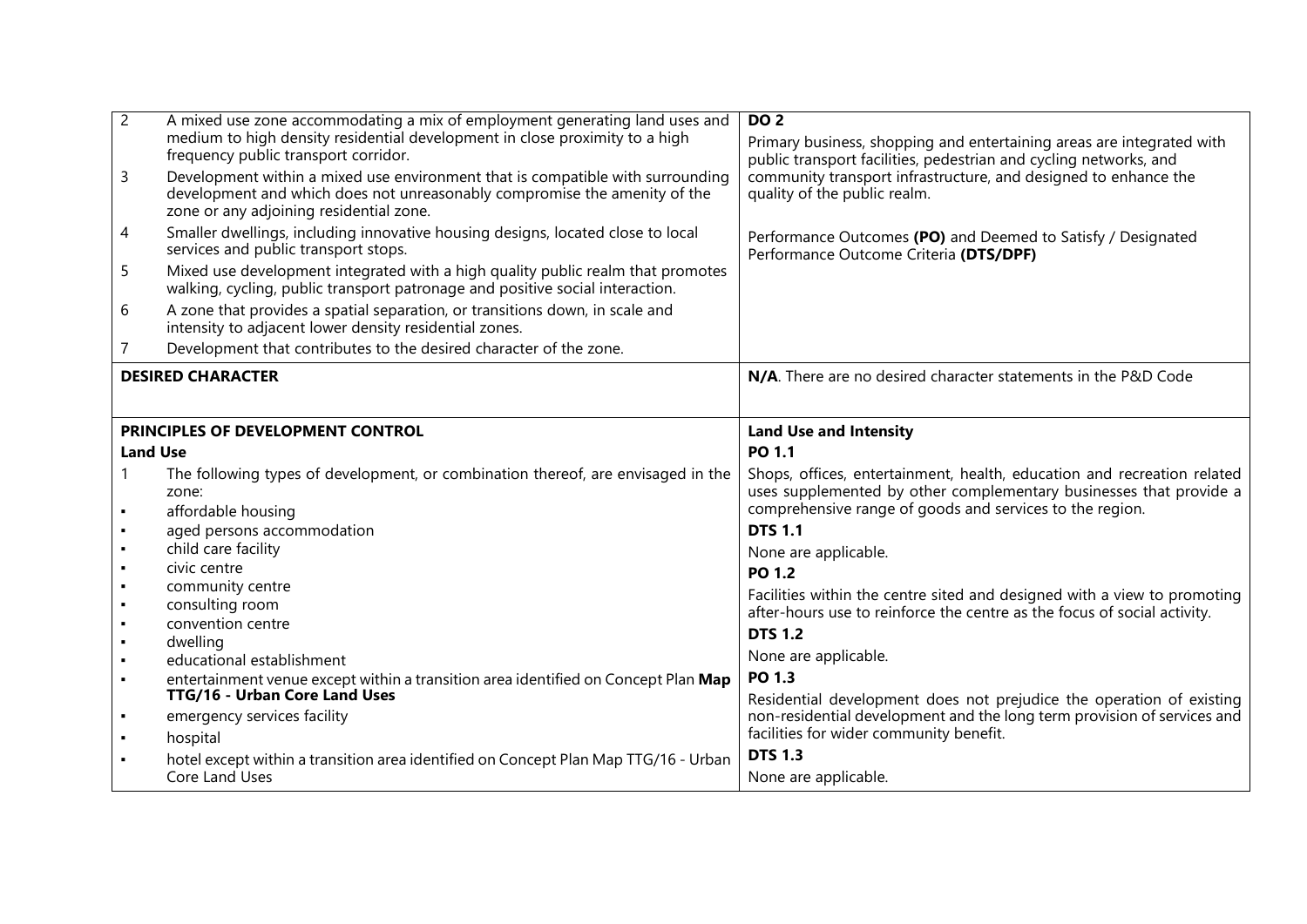| | |
|---|---|
| 2 A mixed use zone accommodating a mix of employment generating land uses and medium to high density residential development in close proximity to a high frequency public transport corridor.<br>3 Development within a mixed use environment that is compatible with surrounding development and which does not unreasonably compromise the amenity of the zone or any adjoining residential zone.<br>4 Smaller dwellings, including innovative housing designs, located close to local services and public transport stops.<br>5 Mixed use development integrated with a high quality public realm that promotes walking, cycling, public transport patronage and positive social interaction.<br>6 A zone that provides a spatial separation, or transitions down, in scale and intensity to adjacent lower density residential zones.<br>7 Development that contributes to the desired character of the zone. | **DO 2**<br>Primary business, shopping and entertaining areas are integrated with public transport facilities, pedestrian and cycling networks, and community transport infrastructure, and designed to enhance the quality of the public realm.<br><br>Performance Outcomes **(PO)** and Deemed to Satisfy / Designated Performance Outcome Criteria **(DTS/DPF)** |
| **DESIRED CHARACTER** | **N/A**. There are no desired character statements in the P&D Code |
| **PRINCIPLES OF DEVELOPMENT CONTROL**<br>**Land Use**<br>1 The following types of development, or combination thereof, are envisaged in the zone:<br>▪ affordable housing<br>▪ aged persons accommodation<br>▪ child care facility<br>▪ civic centre<br>▪ community centre<br>▪ consulting room<br>▪ convention centre<br>▪ dwelling<br>▪ educational establishment<br>▪ entertainment venue except within a transition area identified on Concept Plan **Map TTG/16 - Urban Core Land Uses**<br>▪ emergency services facility<br>▪ hospital<br>▪ hotel except within a transition area identified on Concept Plan Map TTG/16 - Urban Core Land Uses | **Land Use and Intensity**<br>**PO 1.1**<br>Shops, offices, entertainment, health, education and recreation related uses supplemented by other complementary businesses that provide a comprehensive range of goods and services to the region.<br>**DTS 1.1**<br>None are applicable.<br>**PO 1.2**<br>Facilities within the centre sited and designed with a view to promoting after-hours use to reinforce the centre as the focus of social activity.<br>**DTS 1.2**<br>None are applicable.<br>**PO 1.3**<br>Residential development does not prejudice the operation of existing non-residential development and the long term provision of services and facilities for wider community benefit.<br>**DTS 1.3**<br>None are applicable. |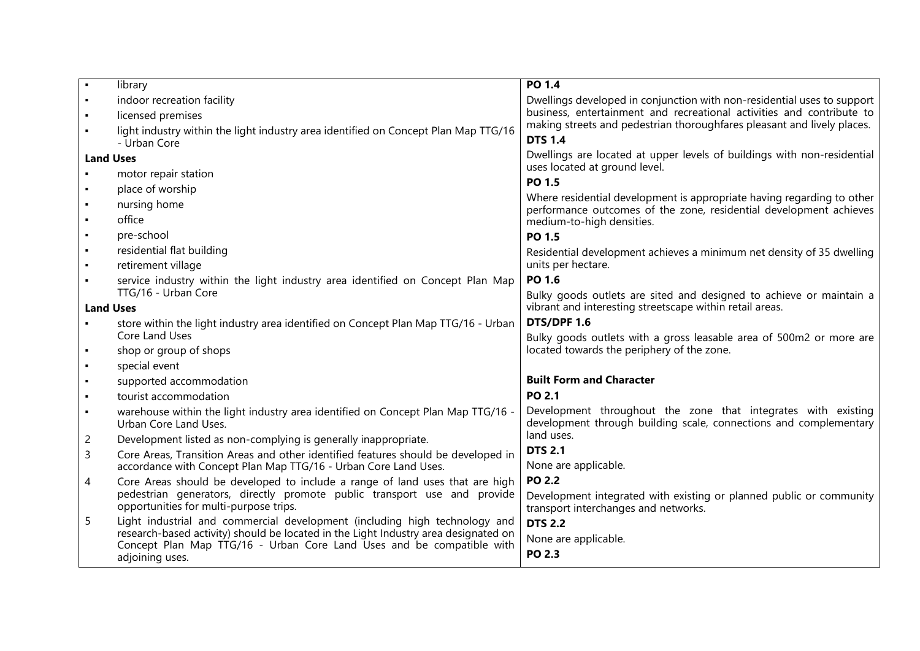| | |
|---|---|
| ▪ library<br>▪ indoor recreation facility<br>▪ licensed premises<br>▪ light industry within the light industry area identified on Concept Plan Map TTG/16 - Urban Core<br>**Land Uses**<br>▪ motor repair station<br>▪ place of worship<br>▪ nursing home<br>▪ office<br>▪ pre-school<br>▪ residential flat building<br>▪ retirement village<br>▪ service industry within the light industry area identified on Concept Plan Map TTG/16 - Urban Core<br>**Land Uses**<br>▪ store within the light industry area identified on Concept Plan Map TTG/16 - Urban Core Land Uses<br>▪ shop or group of shops<br>▪ special event<br>▪ supported accommodation<br>▪ tourist accommodation<br>▪ warehouse within the light industry area identified on Concept Plan Map TTG/16 - Urban Core Land Uses.<br>2 Development listed as non-complying is generally inappropriate.<br>3 Core Areas, Transition Areas and other identified features should be developed in accordance with Concept Plan Map TTG/16 - Urban Core Land Uses.<br>4 Core Areas should be developed to include a range of land uses that are high pedestrian generators, directly promote public transport use and provide opportunities for multi-purpose trips.<br>5 Light industrial and commercial development (including high technology and research-based activity) should be located in the Light Industry area designated on Concept Plan Map TTG/16 - Urban Core Land Uses and be compatible with adjoining uses. | **PO 1.4**<br>Dwellings developed in conjunction with non-residential uses to support business, entertainment and recreational activities and contribute to making streets and pedestrian thoroughfares pleasant and lively places.<br>**DTS 1.4**<br>Dwellings are located at upper levels of buildings with non-residential uses located at ground level.<br>**PO 1.5**<br>Where residential development is appropriate having regarding to other performance outcomes of the zone, residential development achieves medium-to-high densities.<br>**PO 1.5**<br>Residential development achieves a minimum net density of 35 dwelling units per hectare.<br>**PO 1.6**<br>Bulky goods outlets are sited and designed to achieve or maintain a vibrant and interesting streetscape within retail areas.<br>**DTS/DPF 1.6**<br>Bulky goods outlets with a gross leasable area of 500m2 or more are located towards the periphery of the zone.<br><br>**Built Form and Character**<br>**PO 2.1**<br>Development throughout the zone that integrates with existing development through building scale, connections and complementary land uses.<br>**DTS 2.1**<br>None are applicable.<br>**PO 2.2**<br>Development integrated with existing or planned public or community transport interchanges and networks.<br>**DTS 2.2**<br>None are applicable.<br>**PO 2.3** |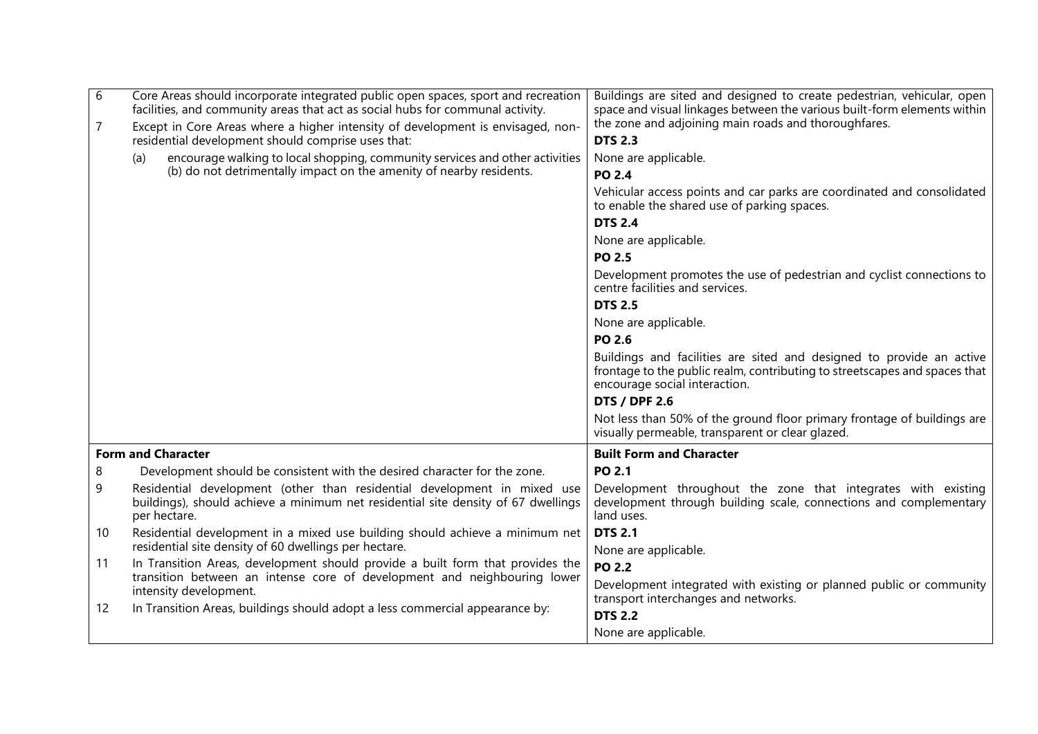| | |
|---|---|
| 6 Core Areas should incorporate integrated public open spaces, sport and recreation facilities, and community areas that act as social hubs for communal activity.<br><br>7 Except in Core Areas where a higher intensity of development is envisaged, non-residential development should comprise uses that:<br><br>(a) encourage walking to local shopping, community services and other activities (b) do not detrimentally impact on the amenity of nearby residents. | Buildings are sited and designed to create pedestrian, vehicular, open space and visual linkages between the various built-form elements within the zone and adjoining main roads and thoroughfares.<br><br>**DTS 2.3**<br><br>None are applicable.<br><br>**PO 2.4**<br><br>Vehicular access points and car parks are coordinated and consolidated to enable the shared use of parking spaces.<br><br>**DTS 2.4**<br><br>None are applicable.<br><br>**PO 2.5**<br><br>Development promotes the use of pedestrian and cyclist connections to centre facilities and services.<br><br>**DTS 2.5**<br><br>None are applicable.<br><br>**PO 2.6**<br><br>Buildings and facilities are sited and designed to provide an active frontage to the public realm, contributing to streetscapes and spaces that encourage social interaction.<br><br>**DTS / DPF 2.6**<br><br>Not less than 50% of the ground floor primary frontage of buildings are visually permeable, transparent or clear glazed. |
| **Form and Character** | **Built Form and Character** |
| 8 Development should be consistent with the desired character for the zone.<br><br>9 Residential development (other than residential development in mixed use buildings), should achieve a minimum net residential site density of 67 dwellings per hectare.<br><br>10 Residential development in a mixed use building should achieve a minimum net residential site density of 60 dwellings per hectare.<br><br>11 In Transition Areas, development should provide a built form that provides the transition between an intense core of development and neighbouring lower intensity development.<br><br>12 In Transition Areas, buildings should adopt a less commercial appearance by: | **PO 2.1**<br><br>Development throughout the zone that integrates with existing development through building scale, connections and complementary land uses.<br><br>**DTS 2.1**<br><br>None are applicable.<br><br>**PO 2.2**<br><br>Development integrated with existing or planned public or community transport interchanges and networks.<br><br>**DTS 2.2**<br><br>None are applicable. |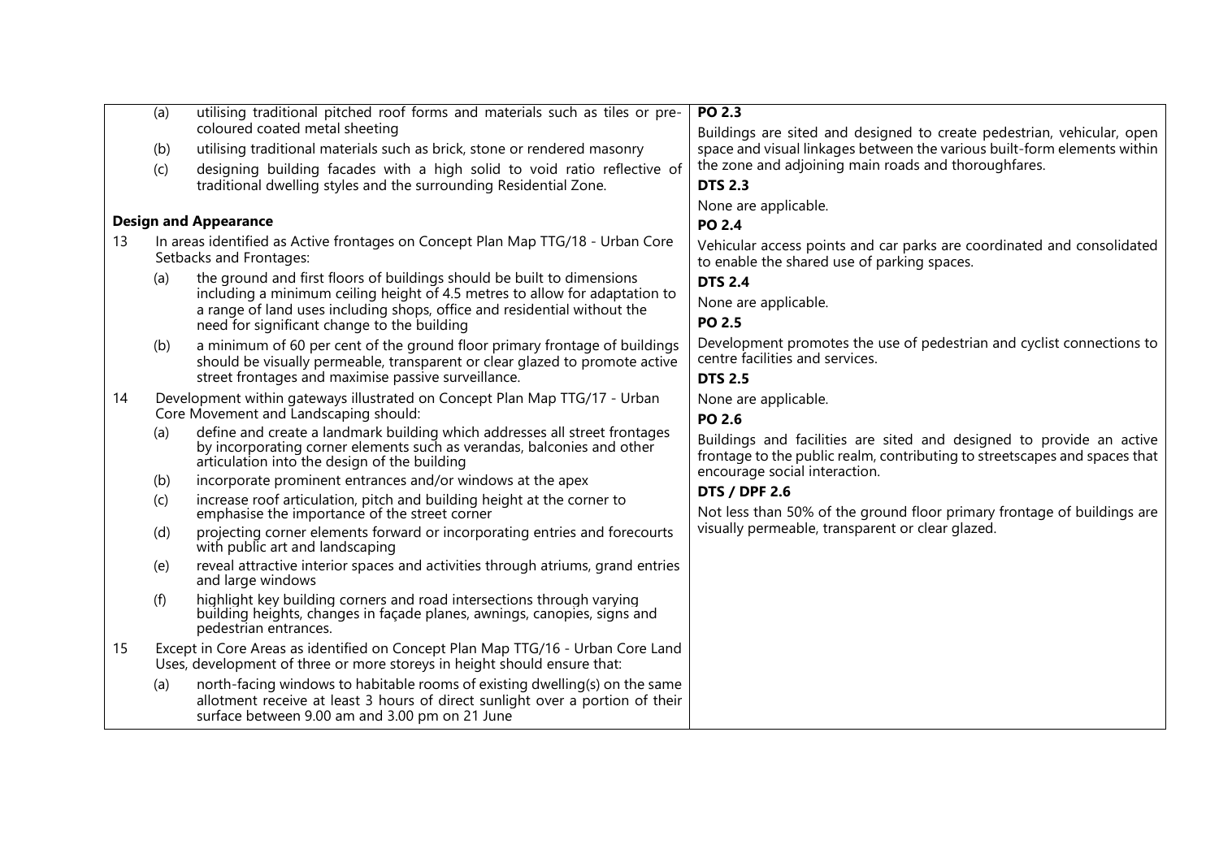| | |
|---|---|
| (a) utilising traditional pitched roof forms and materials such as tiles or pre-coloured coated metal sheeting<br>(b) utilising traditional materials such as brick, stone or rendered masonry<br>(c) designing building facades with a high solid to void ratio reflective of traditional dwelling styles and the surrounding Residential Zone.<br><br>**Design and Appearance**<br><br>13 In areas identified as Active frontages on Concept Plan Map TTG/18 - Urban Core Setbacks and Frontages:<br>(a) the ground and first floors of buildings should be built to dimensions including a minimum ceiling height of 4.5 metres to allow for adaptation to a range of land uses including shops, office and residential without the need for significant change to the building<br>(b) a minimum of 60 per cent of the ground floor primary frontage of buildings should be visually permeable, transparent or clear glazed to promote active street frontages and maximise passive surveillance.<br><br>14 Development within gateways illustrated on Concept Plan Map TTG/17 - Urban Core Movement and Landscaping should:<br>(a) define and create a landmark building which addresses all street frontages by incorporating corner elements such as verandas, balconies and other articulation into the design of the building<br>(b) incorporate prominent entrances and/or windows at the apex<br>(c) increase roof articulation, pitch and building height at the corner to emphasise the importance of the street corner<br>(d) projecting corner elements forward or incorporating entries and forecourts with public art and landscaping<br>(e) reveal attractive interior spaces and activities through atriums, grand entries and large windows<br>(f) highlight key building corners and road intersections through varying building heights, changes in façade planes, awnings, canopies, signs and pedestrian entrances.<br><br>15 Except in Core Areas as identified on Concept Plan Map TTG/16 - Urban Core Land Uses, development of three or more storeys in height should ensure that:<br>(a) north-facing windows to habitable rooms of existing dwelling(s) on the same allotment receive at least 3 hours of direct sunlight over a portion of their surface between 9.00 am and 3.00 pm on 21 June | **PO 2.3**<br>Buildings are sited and designed to create pedestrian, vehicular, open space and visual linkages between the various built-form elements within the zone and adjoining main roads and thoroughfares.<br>**DTS 2.3**<br>None are applicable.<br>**PO 2.4**<br>Vehicular access points and car parks are coordinated and consolidated to enable the shared use of parking spaces.<br>**DTS 2.4**<br>None are applicable.<br>**PO 2.5**<br>Development promotes the use of pedestrian and cyclist connections to centre facilities and services.<br>**DTS 2.5**<br>None are applicable.<br>**PO 2.6**<br>Buildings and facilities are sited and designed to provide an active frontage to the public realm, contributing to streetscapes and spaces that encourage social interaction.<br>**DTS / DPF 2.6**<br>Not less than 50% of the ground floor primary frontage of buildings are visually permeable, transparent or clear glazed. |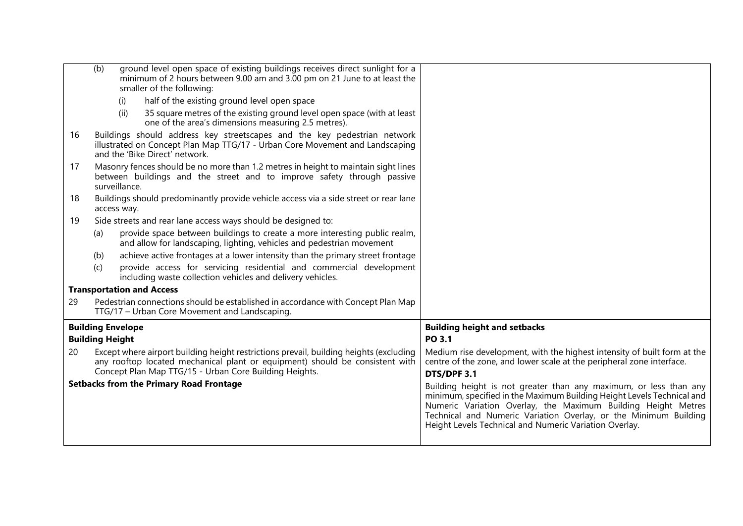| | |
|---|---|
| (b) ground level open space of existing buildings receives direct sunlight for a minimum of 2 hours between 9.00 am and 3.00 pm on 21 June to at least the smaller of the following:<br>(i) half of the existing ground level open space<br>(ii) 35 square metres of the existing ground level open space (with at least one of the area's dimensions measuring 2.5 metres).<br>16 Buildings should address key streetscapes and the key pedestrian network illustrated on Concept Plan Map TTG/17 - Urban Core Movement and Landscaping and the 'Bike Direct' network.<br>17 Masonry fences should be no more than 1.2 metres in height to maintain sight lines between buildings and the street and to improve safety through passive surveillance.<br>18 Buildings should predominantly provide vehicle access via a side street or rear lane access way.<br>19 Side streets and rear lane access ways should be designed to:<br>(a) provide space between buildings to create a more interesting public realm, and allow for landscaping, lighting, vehicles and pedestrian movement<br>(b) achieve active frontages at a lower intensity than the primary street frontage<br>(c) provide access for servicing residential and commercial development including waste collection vehicles and delivery vehicles.<br>**Transportation and Access**<br>29 Pedestrian connections should be established in accordance with Concept Plan Map TTG/17 – Urban Core Movement and Landscaping. | |
| **Building Envelope**<br>**Building Height**<br>20 Except where airport building height restrictions prevail, building heights (excluding any rooftop located mechanical plant or equipment) should be consistent with Concept Plan Map TTG/15 - Urban Core Building Heights.<br>**Setbacks from the Primary Road Frontage** | **Building height and setbacks**<br>**PO 3.1**<br>Medium rise development, with the highest intensity of built form at the centre of the zone, and lower scale at the peripheral zone interface.<br>**DTS/DPF 3.1**<br>Building height is not greater than any maximum, or less than any minimum, specified in the Maximum Building Height Levels Technical and Numeric Variation Overlay, the Maximum Building Height Metres Technical and Numeric Variation Overlay, or the Minimum Building Height Levels Technical and Numeric Variation Overlay. |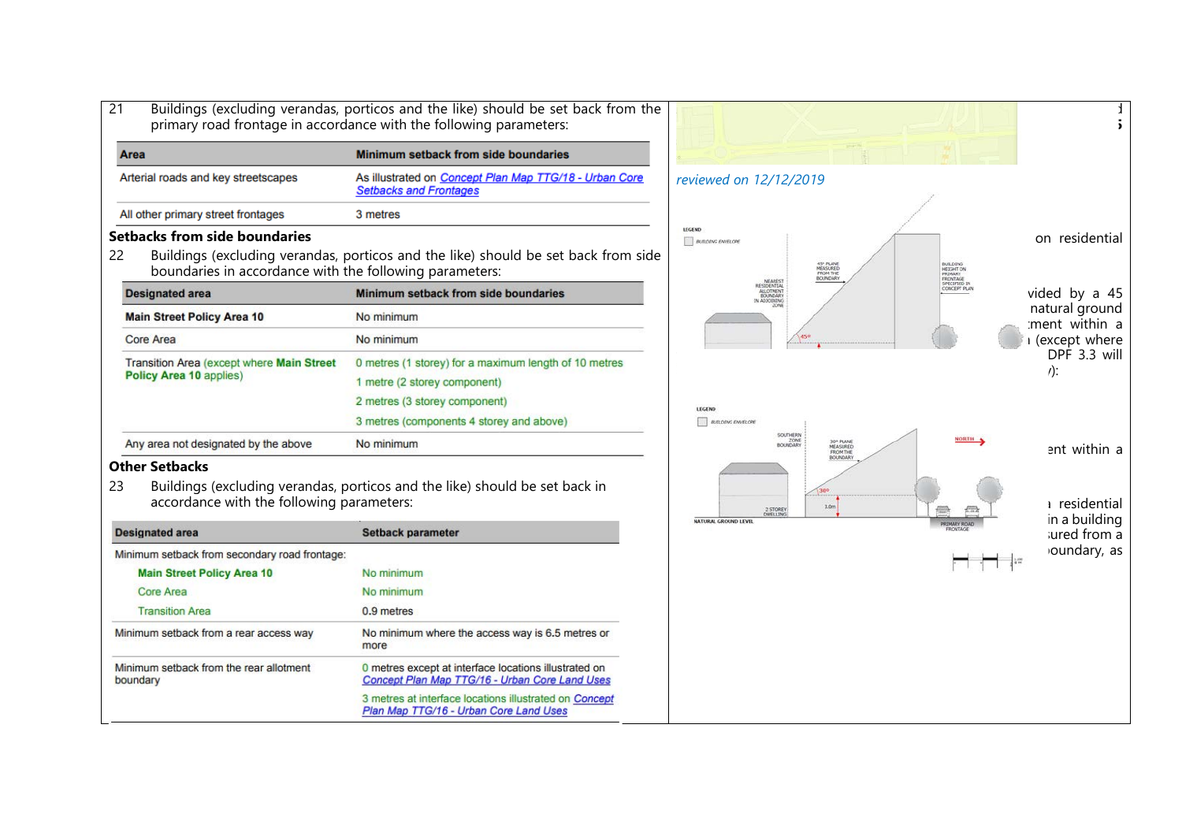21 Buildings (excluding verandas, porticos and the like) should be set back from the primary road frontage in accordance with the following parameters:

| Area | Minimum setback from side boundaries |
|---|---|
| Arterial roads and key streetscapes | As illustrated on Concept Plan Map TTG/18 - Urban Core Setbacks and Frontages |
| All other primary street frontages | 3 metres |

### Setbacks from side boundaries

22 Buildings (excluding verandas, porticos and the like) should be set back from side boundaries in accordance with the following parameters:

| Designated area | Minimum setback from side boundaries |
|---|---|
| **Main Street Policy Area 10** | No minimum |
| Core Area | No minimum |
| Transition Area (except where **Main Street Policy Area 10** applies) | 0 metres (1 storey) for a maximum length of 10 metres<br>1 metre (2 storey component)<br>2 metres (3 storey component)<br>3 metres (components 4 storey and above) |
| Any area not designated by the above | No minimum |

### Other Setbacks

23 Buildings (excluding verandas, porticos and the like) should be set back in accordance with the following parameters:

| Designated area | Setback parameter |
|---|---|
| Minimum setback from secondary road frontage: | |
| **Main Street Policy Area 10** | No minimum |
| Core Area | No minimum |
| Transition Area | 0.9 metres |
| Minimum setback from a rear access way | No minimum where the access way is 6.5 metres or more |
| Minimum setback from the rear allotment boundary | 0 metres except at interface locations illustrated on Concept Plan Map TTG/16 - Urban Core Land Uses<br>3 metres at interface locations illustrated on Concept Plan Map TTG/16 - Urban Core Land Uses |

reviewed on 12/12/2019

on residential

vided by a 45 natural ground ment within a (except where DPF 3.3 will ):

ent within a

residential in a building sured from a boundary, as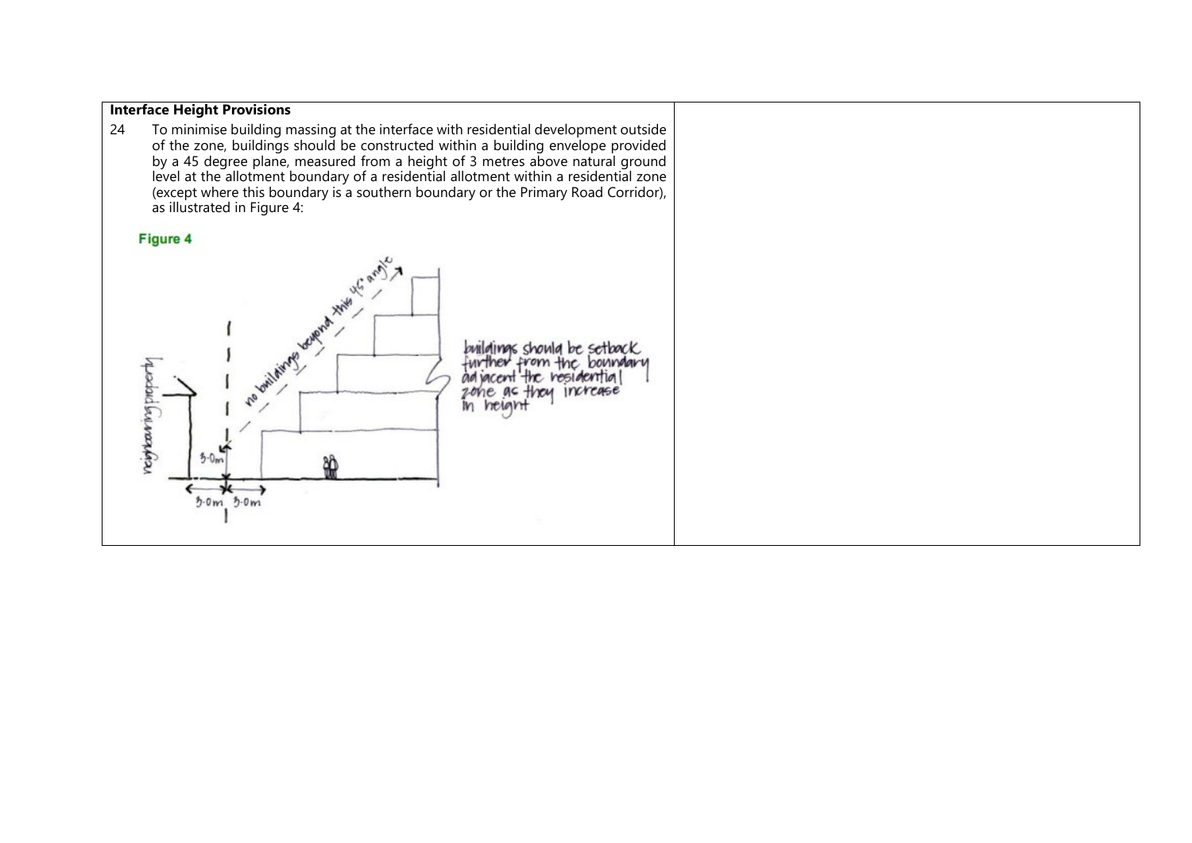| **Interface Height Provisions** | |
| --- | --- |
| 24 To minimise building massing at the interface with residential development outside of the zone, buildings should be constructed within a building envelope provided by a 45 degree plane, measured from a height of 3 metres above natural ground level at the allotment boundary of a residential allotment within a residential zone (except where this boundary is a southern boundary or the Primary Road Corridor), as illustrated in Figure 4:<br><br>**Figure 4** | |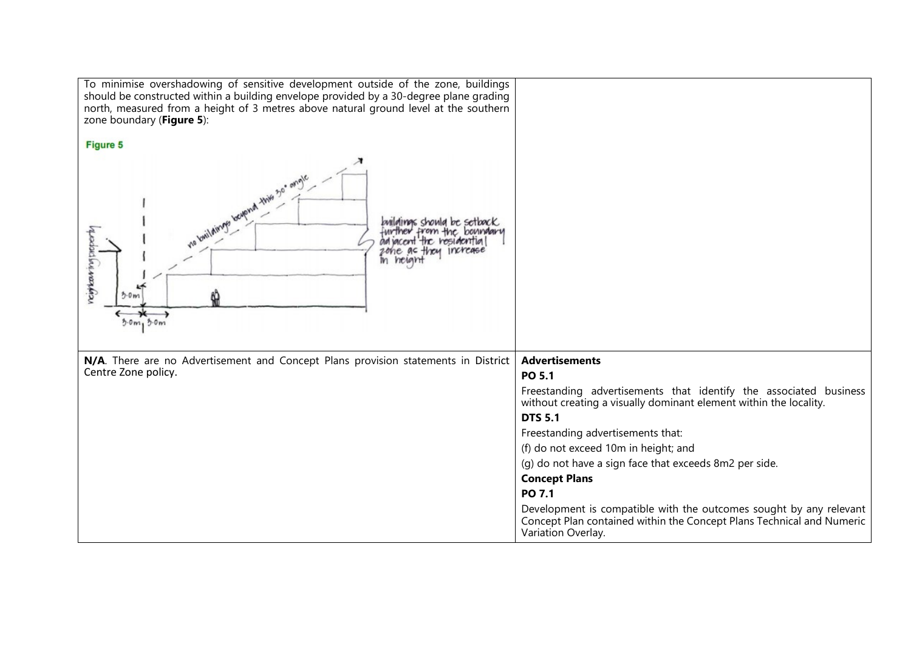| | |
|---|---|
| To minimise overshadowing of sensitive development outside of the zone, buildings should be constructed within a building envelope provided by a 30-degree plane grading north, measured from a height of 3 metres above natural ground level at the southern zone boundary (**Figure 5**):<br><br>**Figure 5** | |
| **N/A**. There are no Advertisement and Concept Plans provision statements in District Centre Zone policy. | **Advertisements**<br>**PO 5.1**<br>Freestanding advertisements that identify the associated business without creating a visually dominant element within the locality.<br>**DTS 5.1**<br>Freestanding advertisements that:<br>(f) do not exceed 10m in height; and<br>(g) do not have a sign face that exceeds 8m2 per side.<br>**Concept Plans**<br>**PO 7.1**<br>Development is compatible with the outcomes sought by any relevant Concept Plan contained within the Concept Plans Technical and Numeric Variation Overlay. |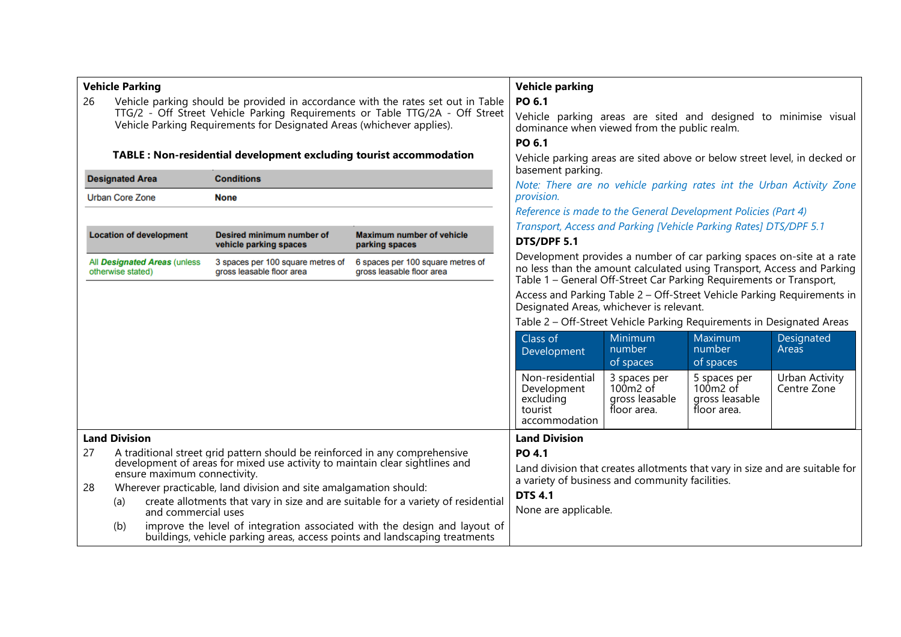| **Vehicle Parking** | **Vehicle parking** |
|---|---|
| 26 Vehicle parking should be provided in accordance with the rates set out in Table TTG/2 - Off Street Vehicle Parking Requirements or Table TTG/2A - Off Street Vehicle Parking Requirements for Designated Areas (whichever applies). | **PO 6.1** Vehicle parking areas are sited and designed to minimise visual dominance when viewed from the public realm. |
| | **PO 6.1** Vehicle parking areas are sited above or below street level, in decked or basement parking. |
| | *Note: There are no vehicle parking rates int the Urban Activity Zone provision.* |
| | *Reference is made to the General Development Policies (Part 4) Transport, Access and Parking [Vehicle Parking Rates] DTS/DPF 5.1* |
| | **DTS/DPF 5.1** Development provides a number of car parking spaces on-site at a rate no less than the amount calculated using Transport, Access and Parking Table 1 – General Off-Street Car Parking Requirements or Transport, Access and Parking Table 2 – Off-Street Vehicle Parking Requirements in Designated Areas, whichever is relevant. |

**TABLE : Non-residential development excluding tourist accommodation**

| Designated Area | Conditions |
|---|---|
| Urban Core Zone | **None** |

| Location of development | Desired minimum number of vehicle parking spaces | Maximum number of vehicle parking spaces |
|---|---|---|
| All ***Designated Areas*** (unless otherwise stated) | 3 spaces per 100 square metres of gross leasable floor area | 6 spaces per 100 square metres of gross leasable floor area |

Table 2 – Off-Street Vehicle Parking Requirements in Designated Areas

| Class of Development | Minimum number of spaces | Maximum number of spaces | Designated Areas |
|---|---|---|---|
| Non-residential Development excluding tourist accommodation | 3 spaces per 100m2 of gross leasable floor area. | 5 spaces per 100m2 of gross leasable floor area. | Urban Activity Centre Zone |

| **Land Division** | **Land Division** |
|---|---|
| 27 A traditional street grid pattern should be reinforced in any comprehensive development of areas for mixed use activity to maintain clear sightlines and ensure maximum connectivity. | **PO 4.1** Land division that creates allotments that vary in size and are suitable for a variety of business and community facilities. |
| 28 Wherever practicable, land division and site amalgamation should: (a) create allotments that vary in size and are suitable for a variety of residential and commercial uses (b) improve the level of integration associated with the design and layout of buildings, vehicle parking areas, access points and landscaping treatments | **DTS 4.1** None are applicable. |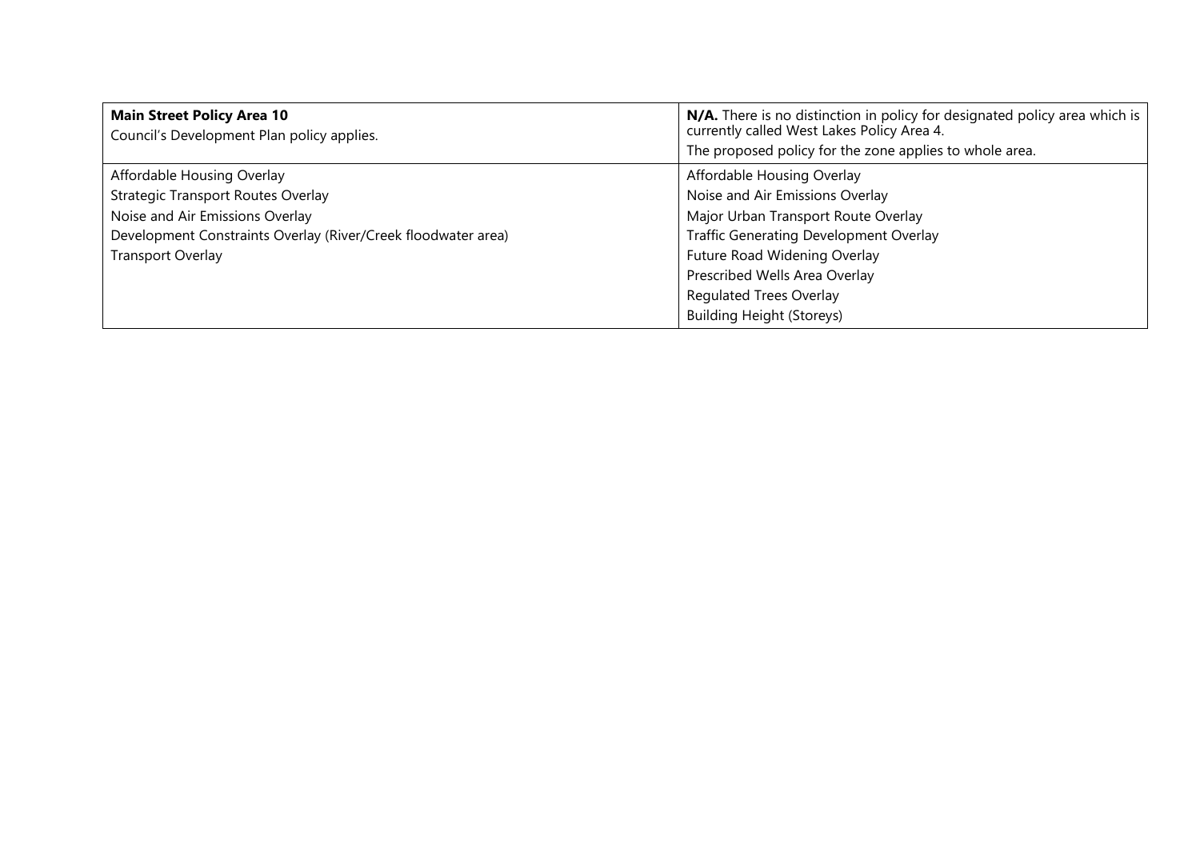| | |
|---|---|
| **Main Street Policy Area 10**<br>Council's Development Plan policy applies. | **N/A.** There is no distinction in policy for designated policy area which is currently called West Lakes Policy Area 4.<br>The proposed policy for the zone applies to whole area. |
| Affordable Housing Overlay<br>Strategic Transport Routes Overlay<br>Noise and Air Emissions Overlay<br>Development Constraints Overlay (River/Creek floodwater area)<br>Transport Overlay | Affordable Housing Overlay<br>Noise and Air Emissions Overlay<br>Major Urban Transport Route Overlay<br>Traffic Generating Development Overlay<br>Future Road Widening Overlay<br>Prescribed Wells Area Overlay<br>Regulated Trees Overlay<br>Building Height (Storeys) |